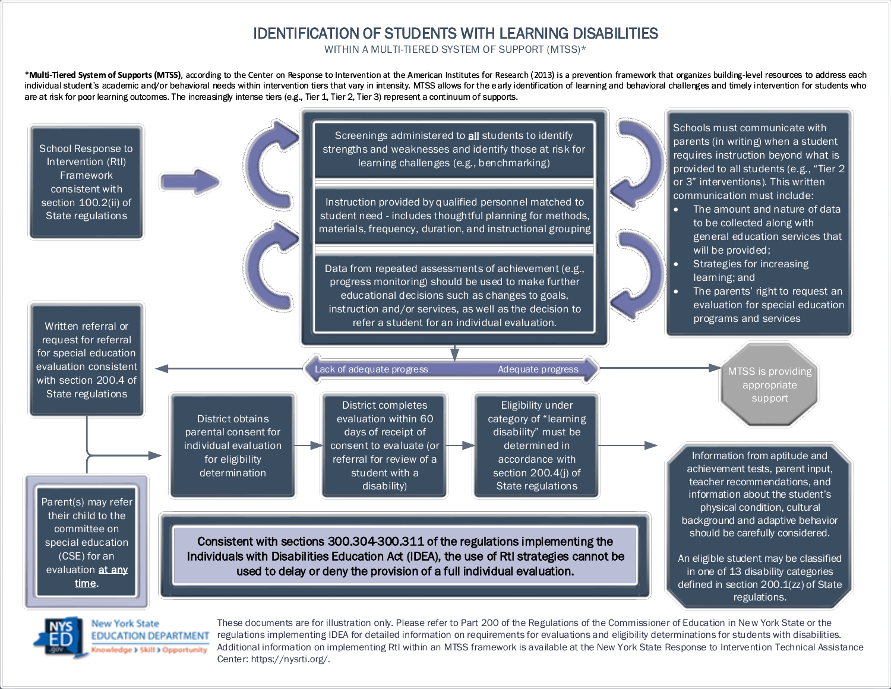# IDENTIFICATION OF STUDENTS WITH LEARNING DISABILITIES

## WITHIN A MULTI-TIERED SYSTEM OF SUPPORT (MTSS)*

***Multi-Tiered System of Supports (MTSS)**, according to the Center on Response to Intervention at the American Institutes for Research (2013) is a prevention framework that organizes building-level resources to address each individual student's academic and/or behavioral needs within intervention tiers that vary in intensity. MTSS allows for the early identification of learning and behavioral challenges and timely intervention for students who are at risk for poor learning outcomes. The increasingly intense tiers (e.g., Tier 1, Tier 2, Tier 3) represent a continuum of supports.

School Response to Intervention (RtI) Framework consistent with section 100.2(ii) of State regulations

Screenings administered to **all** students to identify strengths and weaknesses and identify those at risk for learning challenges (e.g., benchmarking)

Instruction provided by qualified personnel matched to student need - includes thoughtful planning for methods, materials, frequency, duration, and instructional grouping

Data from repeated assessments of achievement (e.g., progress monitoring) should be used to make further educational decisions such as changes to goals, instruction and/or services, as well as the decision to refer a student for an individual evaluation.

Schools must communicate with parents (in writing) when a student requires instruction beyond what is provided to all students (e.g., "Tier 2 or 3" interventions). This written communication must include:

- The amount and nature of data to be collected along with general education services that will be provided;
- Strategies for increasing learning; and
- The parents' right to request an evaluation for special education programs and services

Lack of adequate progress

Adequate progress

MTSS is providing appropriate support

Written referral or request for referral for special education evaluation consistent with section 200.4 of State regulations

District obtains parental consent for individual evaluation for eligibility determination

District completes evaluation within 60 days of receipt of consent to evaluate (or referral for review of a student with a disability)

Eligibility under category of "learning disability" must be determined in accordance with section 200.4(j) of State regulations

Information from aptitude and achievement tests, parent input, teacher recommendations, and information about the student's physical condition, cultural background and adaptive behavior should be carefully considered.

An eligible student may be classified in one of 13 disability categories defined in section 200.1(zz) of State regulations.

Parent(s) may refer their child to the committee on special education (CSE) for an evaluation **at any time**.

**Consistent with sections 300.304-300.311 of the regulations implementing the Individuals with Disabilities Education Act (IDEA), the use of RtI strategies cannot be used to delay or deny the provision of a full individual evaluation.**

NYS ED .gov New York State EDUCATION DEPARTMENT Knowledge > Skill > Opportunity

These documents are for illustration only. Please refer to Part 200 of the Regulations of the Commissioner of Education in New York State or the regulations implementing IDEA for detailed information on requirements for evaluations and eligibility determinations for students with disabilities. Additional information on implementing RtI within an MTSS framework is available at the New York State Response to Intervention Technical Assistance Center: https://nysrti.org/.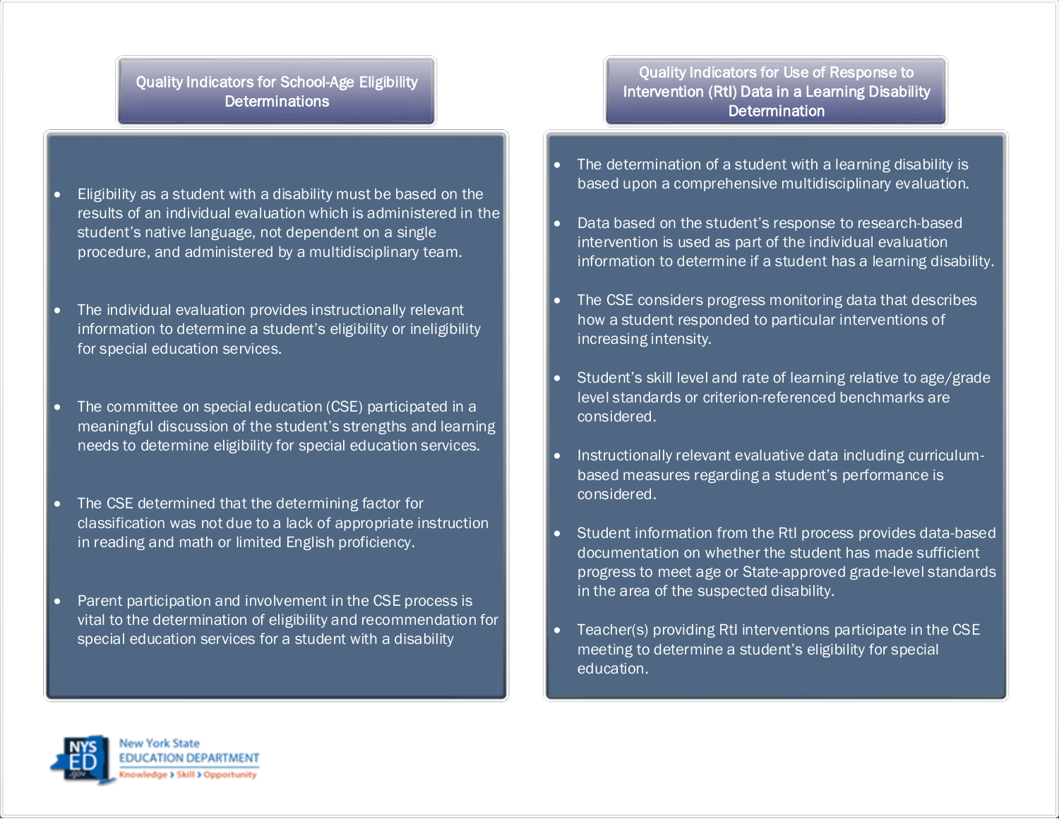## Quality Indicators for School-Age Eligibility Determinations

- Eligibility as a student with a disability must be based on the results of an individual evaluation which is administered in the student's native language, not dependent on a single procedure, and administered by a multidisciplinary team.
- The individual evaluation provides instructionally relevant information to determine a student's eligibility or ineligibility for special education services.
- The committee on special education (CSE) participated in a meaningful discussion of the student's strengths and learning needs to determine eligibility for special education services.
- The CSE determined that the determining factor for classification was not due to a lack of appropriate instruction in reading and math or limited English proficiency.
- Parent participation and involvement in the CSE process is vital to the determination of eligibility and recommendation for special education services for a student with a disability

## Quality Indicators for Use of Response to Intervention (RtI) Data in a Learning Disability Determination

- The determination of a student with a learning disability is based upon a comprehensive multidisciplinary evaluation.
- Data based on the student's response to research-based intervention is used as part of the individual evaluation information to determine if a student has a learning disability.
- The CSE considers progress monitoring data that describes how a student responded to particular interventions of increasing intensity.
- Student's skill level and rate of learning relative to age/grade level standards or criterion-referenced benchmarks are considered.
- Instructionally relevant evaluative data including curriculum-based measures regarding a student's performance is considered.
- Student information from the RtI process provides data-based documentation on whether the student has made sufficient progress to meet age or State-approved grade-level standards in the area of the suspected disability.
- Teacher(s) providing RtI interventions participate in the CSE meeting to determine a student's eligibility for special education.

New York State EDUCATION DEPARTMENT
Knowledge > Skill > Opportunity